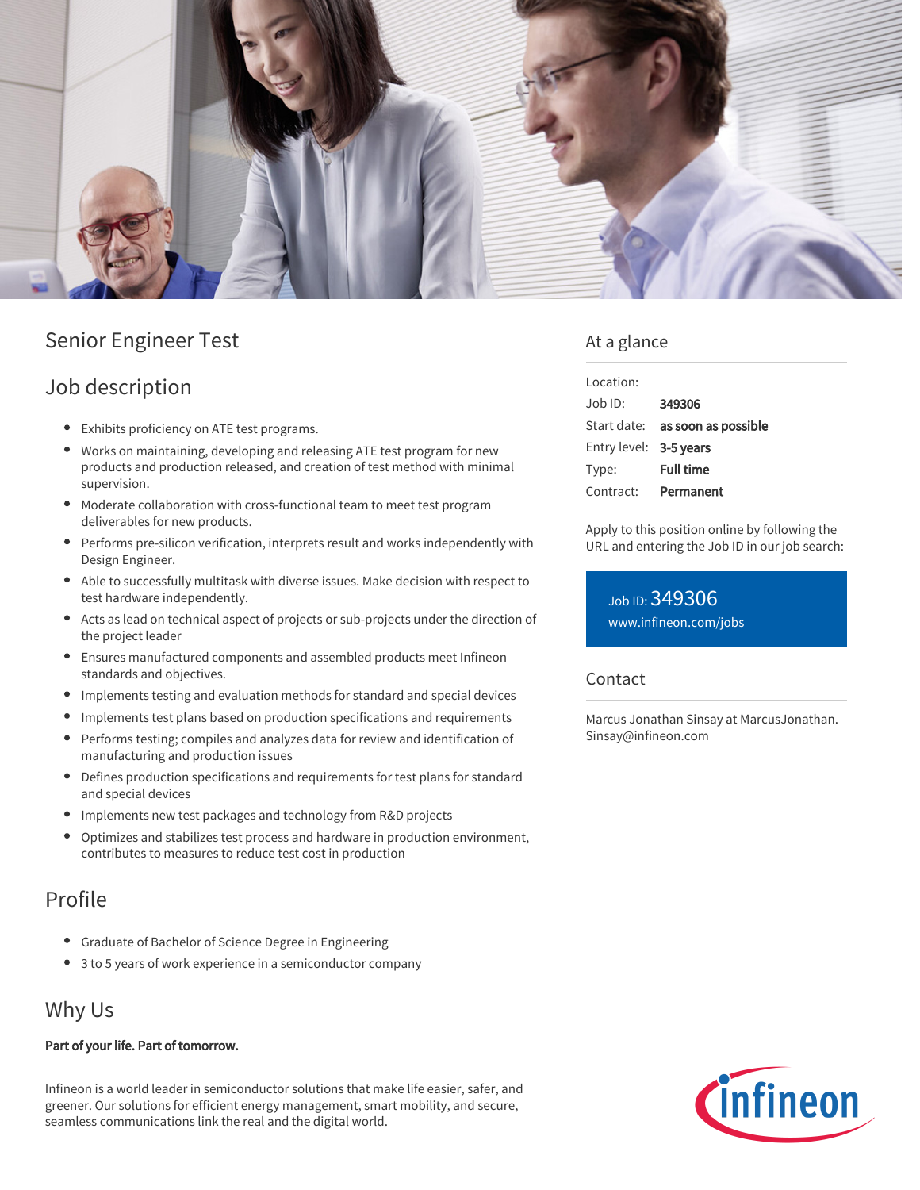# Senior Engineer Test

## Job description

- Exhibits proficiency on ATE test programs.
- Works on maintaining, developing and releasing ATE test program for new products and production released, and creation of test method with minimal supervision.
- Moderate collaboration with cross-functional team to meet test program deliverables for new products.
- Performs pre-silicon verification, interprets result and works independently with Design Engineer.
- Able to successfully multitask with diverse issues. Make decision with respect to test hardware independently.
- Acts as lead on technical aspect of projects or sub-projects under the direction of the project leader
- Ensures manufactured components and assembled products meet Infineon standards and objectives.
- Implements testing and evaluation methods for standard and special devices
- Implements test plans based on production specifications and requirements
- Performs testing; compiles and analyzes data for review and identification of manufacturing and production issues
- Defines production specifications and requirements for test plans for standard and special devices
- Implements new test packages and technology from R&D projects
- Optimizes and stabilizes test process and hardware in production environment, contributes to measures to reduce test cost in production

## Profile

- Graduate of Bachelor of Science Degree in Engineering
- 3 to 5 years of work experience in a semiconductor company

## Why Us

**Part of your life. Part of tomorrow.**

Infineon is a world leader in semiconductor solutions that make life easier, safer, and greener. Our solutions for efficient energy management, smart mobility, and secure, seamless communications link the real and the digital world.

## At a glance

| | |
|---|---|
| Location: | |
| Job ID: | **349306** |
| Start date: | **as soon as possible** |
| Entry level: | **3-5 years** |
| Type: | **Full time** |
| Contract: | **Permanent** |

Apply to this position online by following the URL and entering the Job ID in our job search:

Job ID: 349306
www.infineon.com/jobs

## Contact

Marcus Jonathan Sinsay at MarcusJonathan.Sinsay@infineon.com